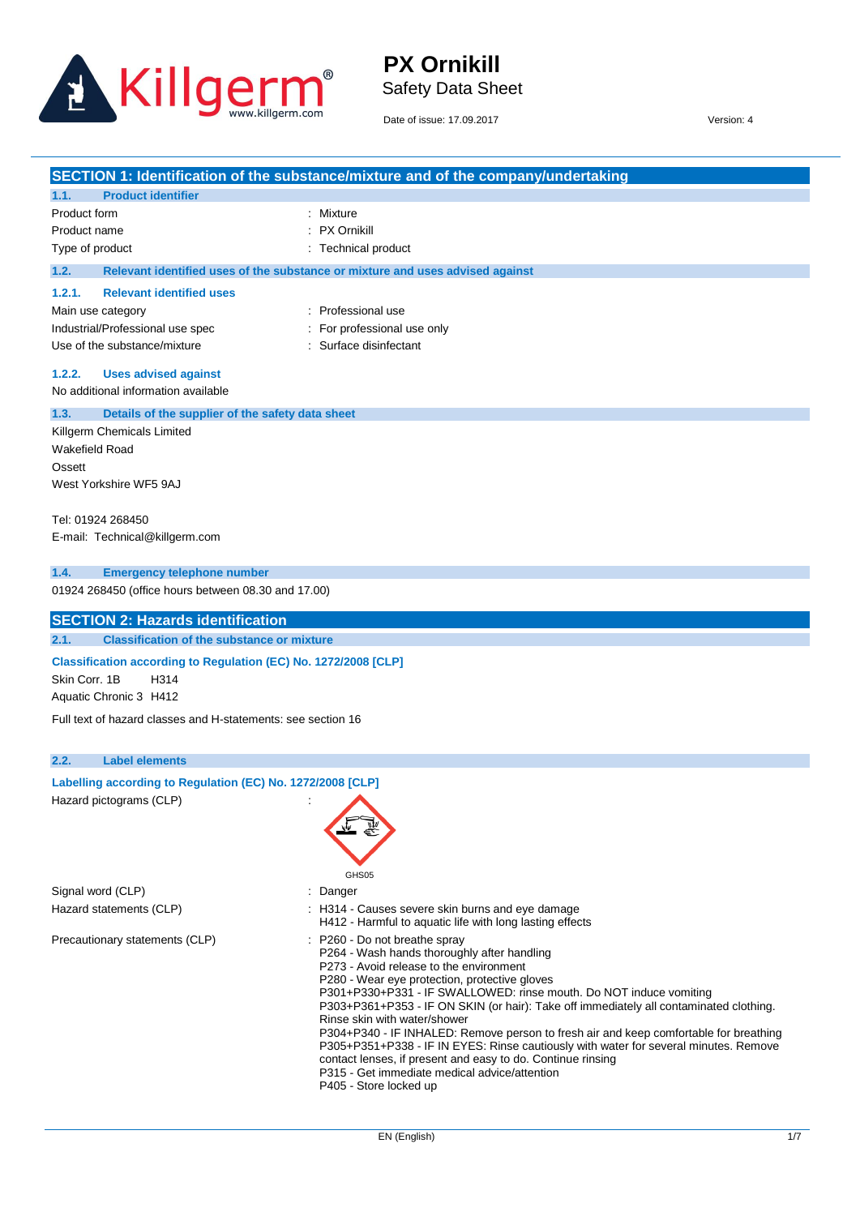# PX Ornikill

Safety Data Sheet

Date of issue: 17.09.2017 Version: 4

## SECTION 1: Identification of the substance/mixture and of the company/undertaking

### 1.1. Product identifier

| | |
|---|---|
| Product form | : Mixture |
| Product name | : PX Ornikill |
| Type of product | : Technical product |

### 1.2. Relevant identified uses of the substance or mixture and uses advised against

#### 1.2.1. Relevant identified uses

| | |
|---|---|
| Main use category | : Professional use |
| Industrial/Professional use spec | : For professional use only |
| Use of the substance/mixture | : Surface disinfectant |

#### 1.2.2. Uses advised against

No additional information available

### 1.3. Details of the supplier of the safety data sheet

Killgerm Chemicals Limited
Wakefield Road
Ossett
West Yorkshire WF5 9AJ

Tel: 01924 268450
E-mail: Technical@killgerm.com

### 1.4. Emergency telephone number

01924 268450 (office hours between 08.30 and 17.00)

## SECTION 2: Hazards identification

### 2.1. Classification of the substance or mixture

**Classification according to Regulation (EC) No. 1272/2008 [CLP]**

Skin Corr. 1B H314
Aquatic Chronic 3 H412

Full text of hazard classes and H-statements: see section 16

### 2.2. Label elements

**Labelling according to Regulation (EC) No. 1272/2008 [CLP]**

Hazard pictograms (CLP) :

GHS05

Signal word (CLP) : Danger

Hazard statements (CLP) :
- H314 - Causes severe skin burns and eye damage
- H412 - Harmful to aquatic life with long lasting effects

Precautionary statements (CLP) :
- P260 - Do not breathe spray
- P264 - Wash hands thoroughly after handling
- P273 - Avoid release to the environment
- P280 - Wear eye protection, protective gloves
- P301+P330+P331 - IF SWALLOWED: rinse mouth. Do NOT induce vomiting
- P303+P361+P353 - IF ON SKIN (or hair): Take off immediately all contaminated clothing. Rinse skin with water/shower
- P304+P340 - IF INHALED: Remove person to fresh air and keep comfortable for breathing
- P305+P351+P338 - IF IN EYES: Rinse cautiously with water for several minutes. Remove contact lenses, if present and easy to do. Continue rinsing
- P315 - Get immediate medical advice/attention
- P405 - Store locked up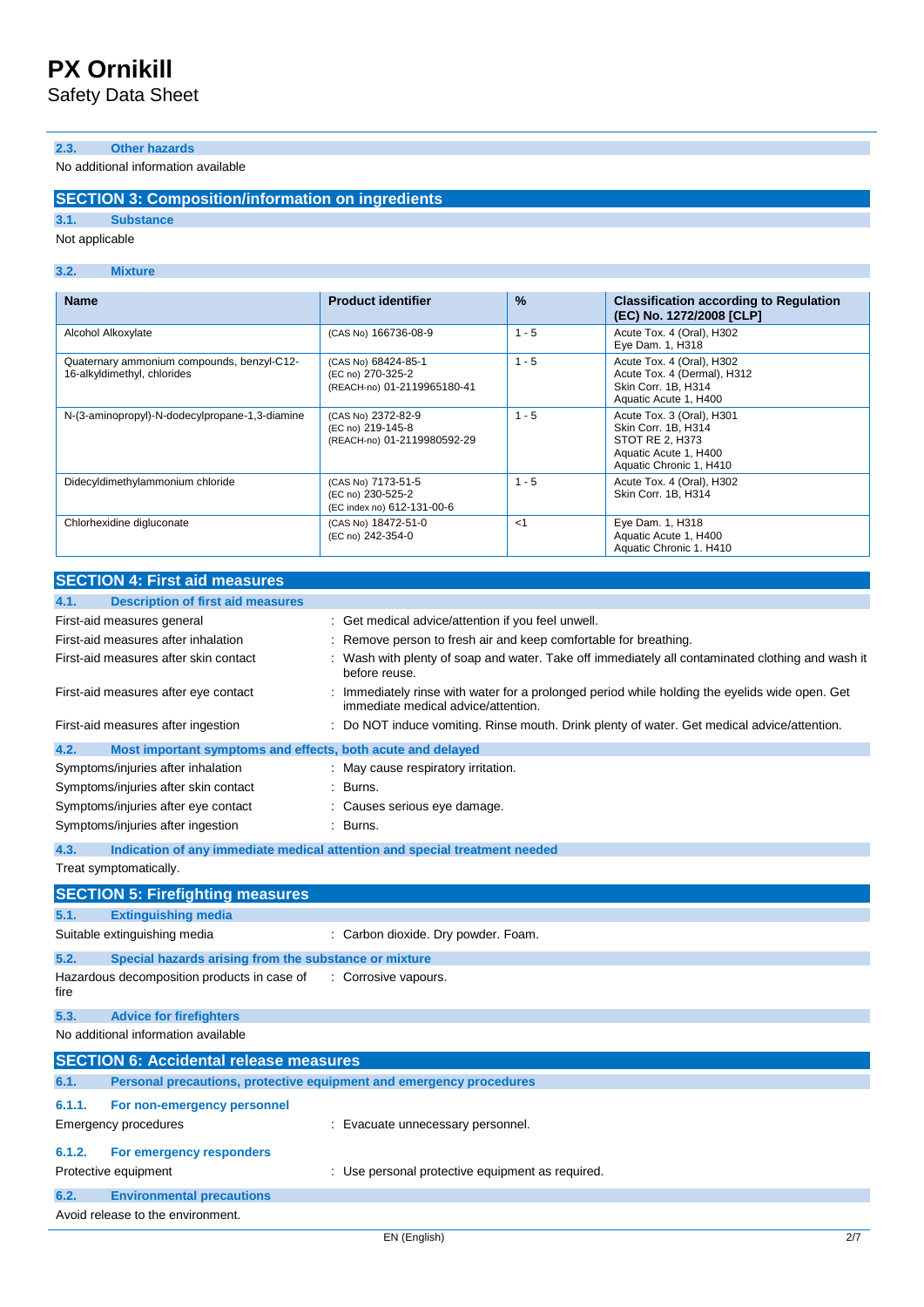### 2.3. Other hazards

No additional information available

## SECTION 3: Composition/information on ingredients

### 3.1. Substance

Not applicable

### 3.2. Mixture

| Name | Product identifier | % | Classification according to Regulation (EC) No. 1272/2008 [CLP] |
|---|---|---|---|
| Alcohol Alkoxylate | (CAS No) 166736-08-9 | 1 - 5 | Acute Tox. 4 (Oral), H302<br>Eye Dam. 1, H318 |
| Quaternary ammonium compounds, benzyl-C12-16-alkyldimethyl, chlorides | (CAS No) 68424-85-1<br>(EC no) 270-325-2<br>(REACH-no) 01-2119965180-41 | 1 - 5 | Acute Tox. 4 (Oral), H302<br>Acute Tox. 4 (Dermal), H312<br>Skin Corr. 1B, H314<br>Aquatic Acute 1, H400 |
| N-(3-aminopropyl)-N-dodecylpropane-1,3-diamine | (CAS No) 2372-82-9<br>(EC no) 219-145-8<br>(REACH-no) 01-2119980592-29 | 1 - 5 | Acute Tox. 3 (Oral), H301<br>Skin Corr. 1B, H314<br>STOT RE 2, H373<br>Aquatic Acute 1, H400<br>Aquatic Chronic 1, H410 |
| Didecyldimethylammonium chloride | (CAS No) 7173-51-5<br>(EC no) 230-525-2<br>(EC index no) 612-131-00-6 | 1 - 5 | Acute Tox. 4 (Oral), H302<br>Skin Corr. 1B, H314 |
| Chlorhexidine digluconate | (CAS No) 18472-51-0<br>(EC no) 242-354-0 | <1 | Eye Dam. 1, H318<br>Aquatic Acute 1, H400<br>Aquatic Chronic 1. H410 |

## SECTION 4: First aid measures

### 4.1. Description of first aid measures

First-aid measures general : Get medical advice/attention if you feel unwell.

First-aid measures after inhalation : Remove person to fresh air and keep comfortable for breathing.

First-aid measures after skin contact : Wash with plenty of soap and water. Take off immediately all contaminated clothing and wash it before reuse.

First-aid measures after eye contact : Immediately rinse with water for a prolonged period while holding the eyelids wide open. Get immediate medical advice/attention.

First-aid measures after ingestion : Do NOT induce vomiting. Rinse mouth. Drink plenty of water. Get medical advice/attention.

### 4.2. Most important symptoms and effects, both acute and delayed

Symptoms/injuries after inhalation : May cause respiratory irritation.

Symptoms/injuries after skin contact : Burns.

Symptoms/injuries after eye contact : Causes serious eye damage.

Symptoms/injuries after ingestion : Burns.

### 4.3. Indication of any immediate medical attention and special treatment needed

Treat symptomatically.

## SECTION 5: Firefighting measures

### 5.1. Extinguishing media

Suitable extinguishing media : Carbon dioxide. Dry powder. Foam.

### 5.2. Special hazards arising from the substance or mixture

Hazardous decomposition products in case of fire : Corrosive vapours.

### 5.3. Advice for firefighters

No additional information available

## SECTION 6: Accidental release measures

### 6.1. Personal precautions, protective equipment and emergency procedures

#### 6.1.1. For non-emergency personnel

Emergency procedures : Evacuate unnecessary personnel.

#### 6.1.2. For emergency responders

Protective equipment : Use personal protective equipment as required.

### 6.2. Environmental precautions

Avoid release to the environment.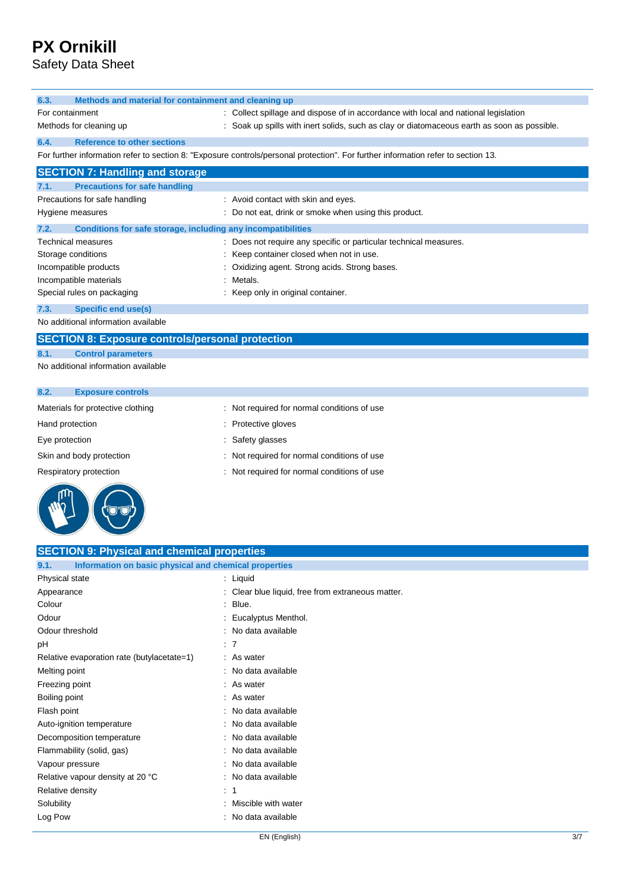### 6.3. Methods and material for containment and cleaning up

| | |
|---|---|
| For containment | : Collect spillage and dispose of in accordance with local and national legislation |
| Methods for cleaning up | : Soak up spills with inert solids, such as clay or diatomaceous earth as soon as possible. |

### 6.4. Reference to other sections

For further information refer to section 8: "Exposure controls/personal protection". For further information refer to section 13.

## SECTION 7: Handling and storage

### 7.1. Precautions for safe handling

| | |
|---|---|
| Precautions for safe handling | : Avoid contact with skin and eyes. |
| Hygiene measures | : Do not eat, drink or smoke when using this product. |

### 7.2. Conditions for safe storage, including any incompatibilities

| | |
|---|---|
| Technical measures | : Does not require any specific or particular technical measures. |
| Storage conditions | : Keep container closed when not in use. |
| Incompatible products | : Oxidizing agent. Strong acids. Strong bases. |
| Incompatible materials | : Metals. |
| Special rules on packaging | : Keep only in original container. |

### 7.3. Specific end use(s)

No additional information available

## SECTION 8: Exposure controls/personal protection

### 8.1. Control parameters

No additional information available

### 8.2. Exposure controls

| | |
|---|---|
| Materials for protective clothing | : Not required for normal conditions of use |
| Hand protection | : Protective gloves |
| Eye protection | : Safety glasses |
| Skin and body protection | : Not required for normal conditions of use |
| Respiratory protection | : Not required for normal conditions of use |

## SECTION 9: Physical and chemical properties

### 9.1. Information on basic physical and chemical properties

| | |
|---|---|
| Physical state | : Liquid |
| Appearance | : Clear blue liquid, free from extraneous matter. |
| Colour | : Blue. |
| Odour | : Eucalyptus Menthol. |
| Odour threshold | : No data available |
| pH | : 7 |
| Relative evaporation rate (butylacetate=1) | : As water |
| Melting point | : No data available |
| Freezing point | : As water |
| Boiling point | : As water |
| Flash point | : No data available |
| Auto-ignition temperature | : No data available |
| Decomposition temperature | : No data available |
| Flammability (solid, gas) | : No data available |
| Vapour pressure | : No data available |
| Relative vapour density at 20 °C | : No data available |
| Relative density | : 1 |
| Solubility | : Miscible with water |
| Log Pow | : No data available |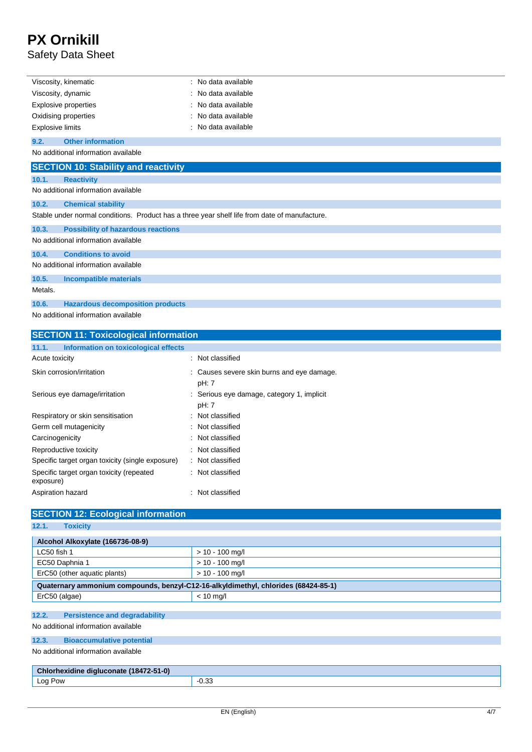| | |
|---|---|
| Viscosity, kinematic | : No data available |
| Viscosity, dynamic | : No data available |
| Explosive properties | : No data available |
| Oxidising properties | : No data available |
| Explosive limits | : No data available |

### 9.2. Other information

No additional information available

## SECTION 10: Stability and reactivity

### 10.1. Reactivity

No additional information available

### 10.2. Chemical stability

Stable under normal conditions. Product has a three year shelf life from date of manufacture.

### 10.3. Possibility of hazardous reactions

No additional information available

### 10.4. Conditions to avoid

No additional information available

### 10.5. Incompatible materials

Metals.

### 10.6. Hazardous decomposition products

No additional information available

## SECTION 11: Toxicological information

### 11.1. Information on toxicological effects

| | |
|---|---|
| Acute toxicity | : Not classified |
| Skin corrosion/irritation | : Causes severe skin burns and eye damage.<br>pH: 7 |
| Serious eye damage/irritation | : Serious eye damage, category 1, implicit<br>pH: 7 |
| Respiratory or skin sensitisation | : Not classified |
| Germ cell mutagenicity | : Not classified |
| Carcinogenicity | : Not classified |
| Reproductive toxicity | : Not classified |
| Specific target organ toxicity (single exposure) | : Not classified |
| Specific target organ toxicity (repeated exposure) | : Not classified |
| Aspiration hazard | : Not classified |

## SECTION 12: Ecological information

### 12.1. Toxicity

| Alcohol Alkoxylate (166736-08-9) | |
|---|---|
| LC50 fish 1 | > 10 - 100 mg/l |
| EC50 Daphnia 1 | > 10 - 100 mg/l |
| ErC50 (other aquatic plants) | > 10 - 100 mg/l |
| **Quaternary ammonium compounds, benzyl-C12-16-alkyldimethyl, chlorides (68424-85-1)** | |
| ErC50 (algae) | < 10 mg/l |

### 12.2. Persistence and degradability

No additional information available

### 12.3. Bioaccumulative potential

No additional information available

| Chlorhexidine digluconate (18472-51-0) | |
|---|---|
| Log Pow | -0.33 |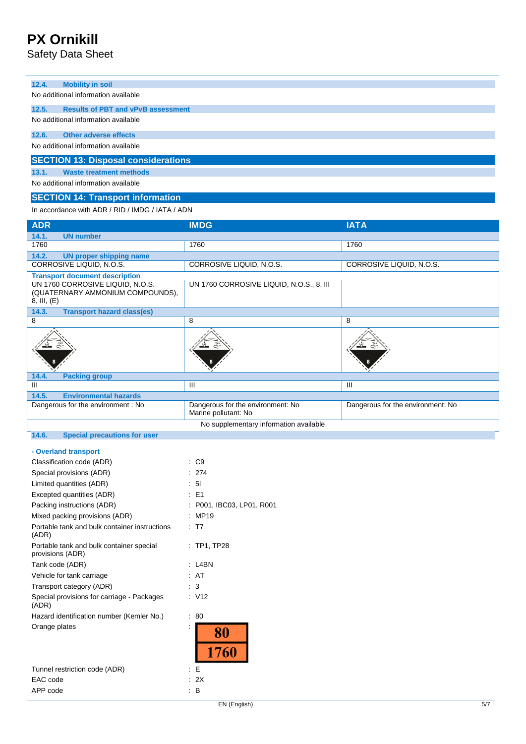### 12.4. Mobility in soil

No additional information available

### 12.5. Results of PBT and vPvB assessment

No additional information available

### 12.6. Other adverse effects

No additional information available

## SECTION 13: Disposal considerations

### 13.1. Waste treatment methods

No additional information available

## SECTION 14: Transport information

In accordance with ADR / RID / IMDG / IATA / ADN

| ADR | IMDG | IATA |
|---|---|---|
| **14.1. UN number** | | |
| 1760 | 1760 | 1760 |
| **14.2. UN proper shipping name** | | |
| CORROSIVE LIQUID, N.O.S. | CORROSIVE LIQUID, N.O.S. | CORROSIVE LIQUID, N.O.S. |
| **Transport document description** | | |
| UN 1760 CORROSIVE LIQUID, N.O.S. (QUATERNARY AMMONIUM COMPOUNDS), 8, III, (E) | UN 1760 CORROSIVE LIQUID, N.O.S., 8, III | |
| **14.3. Transport hazard class(es)** | | |
| 8 | 8 | 8 |
| **14.4. Packing group** | | |
| III | III | III |
| **14.5. Environmental hazards** | | |
| Dangerous for the environment : No | Dangerous for the environment: No<br>Marine pollutant: No | Dangerous for the environment: No |

No supplementary information available

### 14.6. Special precautions for user

**- Overland transport**

| | |
|---|---|
| Classification code (ADR) | : C9 |
| Special provisions (ADR) | : 274 |
| Limited quantities (ADR) | : 5l |
| Excepted quantities (ADR) | : E1 |
| Packing instructions (ADR) | : P001, IBC03, LP01, R001 |
| Mixed packing provisions (ADR) | : MP19 |
| Portable tank and bulk container instructions (ADR) | : T7 |
| Portable tank and bulk container special provisions (ADR) | : TP1, TP28 |
| Tank code (ADR) | : L4BN |
| Vehicle for tank carriage | : AT |
| Transport category (ADR) | : 3 |
| Special provisions for carriage - Packages (ADR) | : V12 |
| Hazard identification number (Kemler No.) | : 80 |
| Orange plates | : 80 / 1760 |
| Tunnel restriction code (ADR) | : E |
| EAC code | : 2X |
| APP code | : B |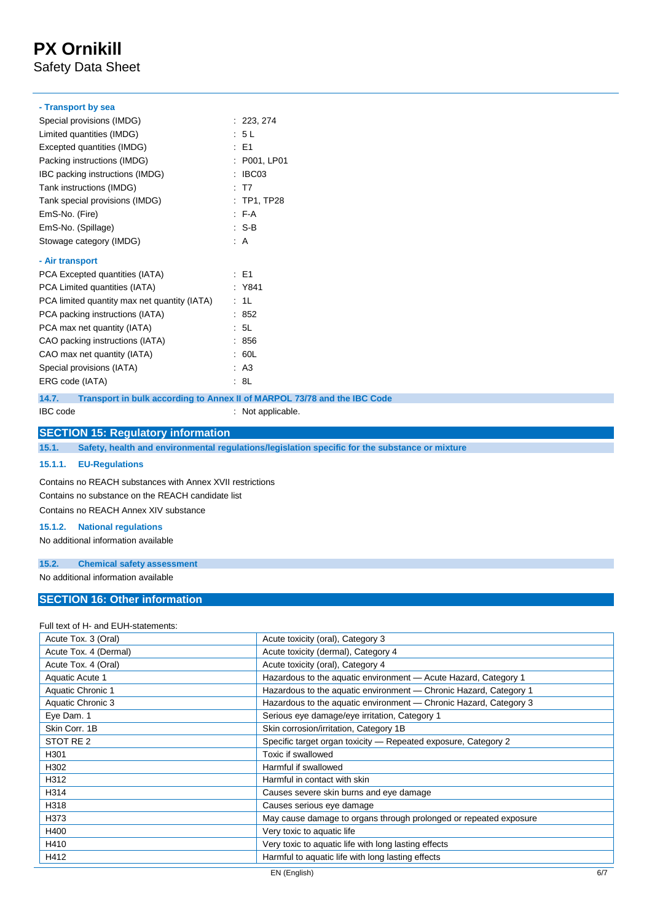**- Transport by sea**

| | |
|---|---|
| Special provisions (IMDG) | : 223, 274 |
| Limited quantities (IMDG) | : 5 L |
| Excepted quantities (IMDG) | : E1 |
| Packing instructions (IMDG) | : P001, LP01 |
| IBC packing instructions (IMDG) | : IBC03 |
| Tank instructions (IMDG) | : T7 |
| Tank special provisions (IMDG) | : TP1, TP28 |
| EmS-No. (Fire) | : F-A |
| EmS-No. (Spillage) | : S-B |
| Stowage category (IMDG) | : A |

**- Air transport**

| | |
|---|---|
| PCA Excepted quantities (IATA) | : E1 |
| PCA Limited quantities (IATA) | : Y841 |
| PCA limited quantity max net quantity (IATA) | : 1L |
| PCA packing instructions (IATA) | : 852 |
| PCA max net quantity (IATA) | : 5L |
| CAO packing instructions (IATA) | : 856 |
| CAO max net quantity (IATA) | : 60L |
| Special provisions (IATA) | : A3 |
| ERG code (IATA) | : 8L |

### 14.7. Transport in bulk according to Annex II of MARPOL 73/78 and the IBC Code

IBC code : Not applicable.

## SECTION 15: Regulatory information

### 15.1. Safety, health and environmental regulations/legislation specific for the substance or mixture

#### 15.1.1. EU-Regulations

Contains no REACH substances with Annex XVII restrictions

Contains no substance on the REACH candidate list

Contains no REACH Annex XIV substance

#### 15.1.2. National regulations

No additional information available

### 15.2. Chemical safety assessment

No additional information available

## SECTION 16: Other information

Full text of H- and EUH-statements:

| | |
|---|---|
| Acute Tox. 3 (Oral) | Acute toxicity (oral), Category 3 |
| Acute Tox. 4 (Dermal) | Acute toxicity (dermal), Category 4 |
| Acute Tox. 4 (Oral) | Acute toxicity (oral), Category 4 |
| Aquatic Acute 1 | Hazardous to the aquatic environment — Acute Hazard, Category 1 |
| Aquatic Chronic 1 | Hazardous to the aquatic environment — Chronic Hazard, Category 1 |
| Aquatic Chronic 3 | Hazardous to the aquatic environment — Chronic Hazard, Category 3 |
| Eye Dam. 1 | Serious eye damage/eye irritation, Category 1 |
| Skin Corr. 1B | Skin corrosion/irritation, Category 1B |
| STOT RE 2 | Specific target organ toxicity — Repeated exposure, Category 2 |
| H301 | Toxic if swallowed |
| H302 | Harmful if swallowed |
| H312 | Harmful in contact with skin |
| H314 | Causes severe skin burns and eye damage |
| H318 | Causes serious eye damage |
| H373 | May cause damage to organs through prolonged or repeated exposure |
| H400 | Very toxic to aquatic life |
| H410 | Very toxic to aquatic life with long lasting effects |
| H412 | Harmful to aquatic life with long lasting effects |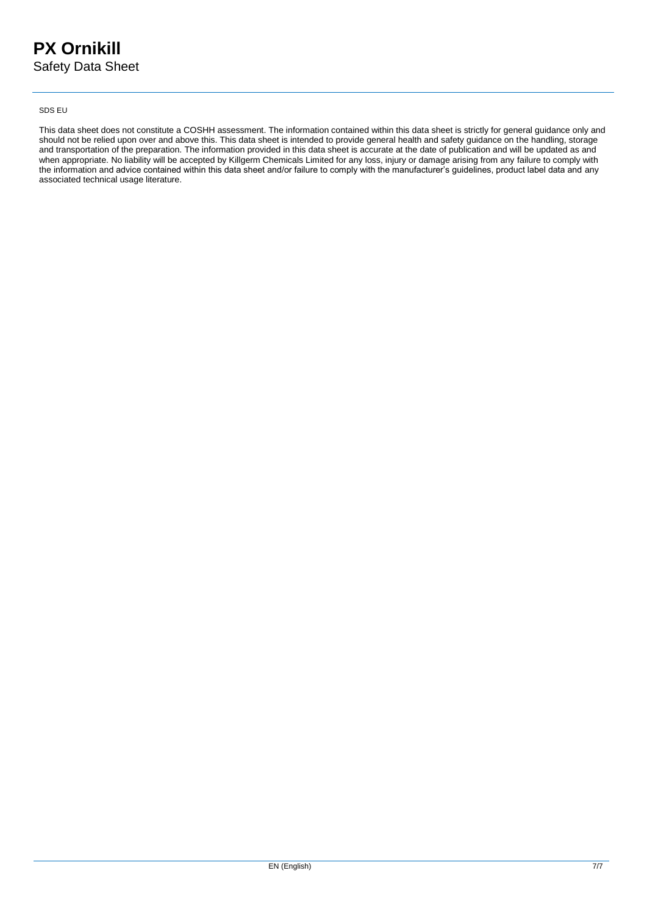SDS EU

This data sheet does not constitute a COSHH assessment. The information contained within this data sheet is strictly for general guidance only and should not be relied upon over and above this. This data sheet is intended to provide general health and safety guidance on the handling, storage and transportation of the preparation. The information provided in this data sheet is accurate at the date of publication and will be updated as and when appropriate. No liability will be accepted by Killgerm Chemicals Limited for any loss, injury or damage arising from any failure to comply with the information and advice contained within this data sheet and/or failure to comply with the manufacturer's guidelines, product label data and any associated technical usage literature.